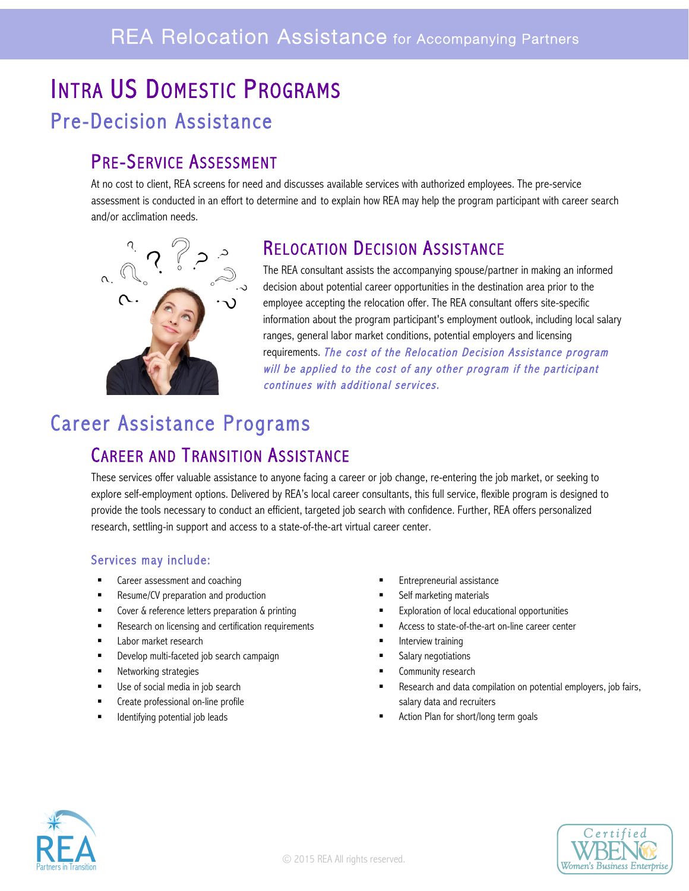REA Relocation Assistance for Accompanying Partners

# Intra US Domestic Programs

## Pre-Decision Assistance

### Pre-Service Assessment

At no cost to client, REA screens for need and discusses available services with authorized employees. The pre-service assessment is conducted in an effort to determine and to explain how REA may help the program participant with career search and/or acclimation needs.

### Relocation Decision Assistance

The REA consultant assists the accompanying spouse/partner in making an informed decision about potential career opportunities in the destination area prior to the employee accepting the relocation offer. The REA consultant offers site-specific information about the program participant's employment outlook, including local salary ranges, general labor market conditions, potential employers and licensing requirements. *The cost of the Relocation Decision Assistance program will be applied to the cost of any other program if the participant continues with additional services.*

## Career Assistance Programs

### Career and Transition Assistance

These services offer valuable assistance to anyone facing a career or job change, re-entering the job market, or seeking to explore self-employment options. Delivered by REA's local career consultants, this full service, flexible program is designed to provide the tools necessary to conduct an efficient, targeted job search with confidence. Further, REA offers personalized research, settling-in support and access to a state-of-the-art virtual career center.

#### Services may include:

- Career assessment and coaching
- Resume/CV preparation and production
- Cover & reference letters preparation & printing
- Research on licensing and certification requirements
- Labor market research
- Develop multi-faceted job search campaign
- Networking strategies
- Use of social media in job search
- Create professional on-line profile
- Identifying potential job leads
- Entrepreneurial assistance
- Self marketing materials
- Exploration of local educational opportunities
- Access to state-of-the-art on-line career center
- Interview training
- Salary negotiations
- Community research
- Research and data compilation on potential employers, job fairs, salary data and recruiters
- Action Plan for short/long term goals

© 2015 REA All rights reserved.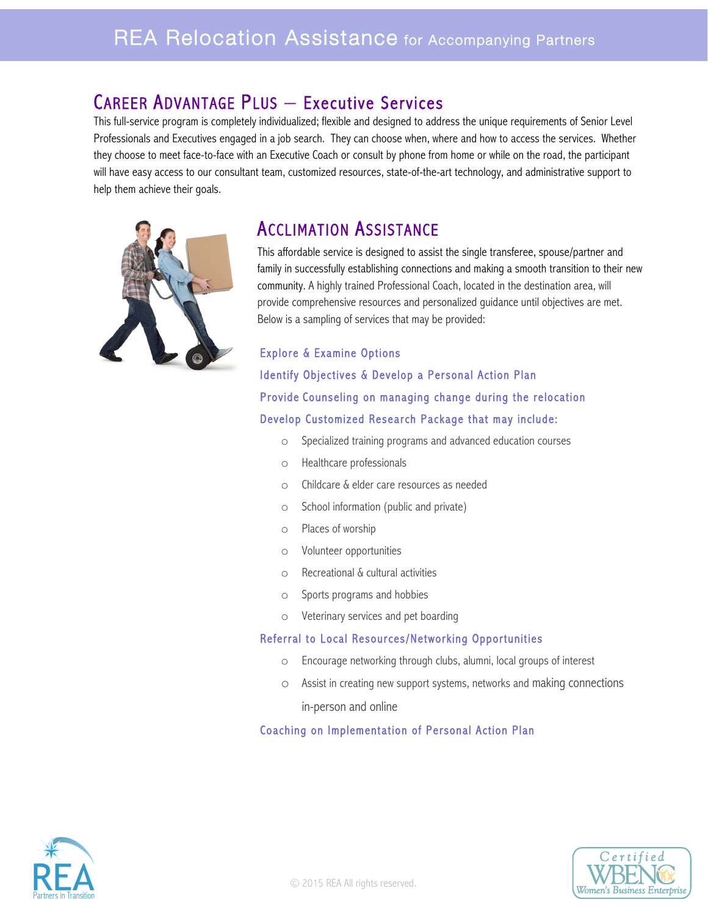# REA Relocation Assistance for Accompanying Partners

## Career Advantage Plus – Executive Services

This full-service program is completely individualized; flexible and designed to address the unique requirements of Senior Level Professionals and Executives engaged in a job search. They can choose when, where and how to access the services. Whether they choose to meet face-to-face with an Executive Coach or consult by phone from home or while on the road, the participant will have easy access to our consultant team, customized resources, state-of-the-art technology, and administrative support to help them achieve their goals.

## Acclimation Assistance

This affordable service is designed to assist the single transferee, spouse/partner and family in successfully establishing connections and making a smooth transition to their new community. A highly trained Professional Coach, located in the destination area, will provide comprehensive resources and personalized guidance until objectives are met. Below is a sampling of services that may be provided:

### Explore & Examine Options

### Identify Objectives & Develop a Personal Action Plan

### Provide Counseling on managing change during the relocation

### Develop Customized Research Package that may include:

- Specialized training programs and advanced education courses
- Healthcare professionals
- Childcare & elder care resources as needed
- School information (public and private)
- Places of worship
- Volunteer opportunities
- Recreational & cultural activities
- Sports programs and hobbies
- Veterinary services and pet boarding

### Referral to Local Resources/Networking Opportunities

- Encourage networking through clubs, alumni, local groups of interest
- Assist in creating new support systems, networks and making connections in-person and online

### Coaching on Implementation of Personal Action Plan

© 2015 REA All rights reserved.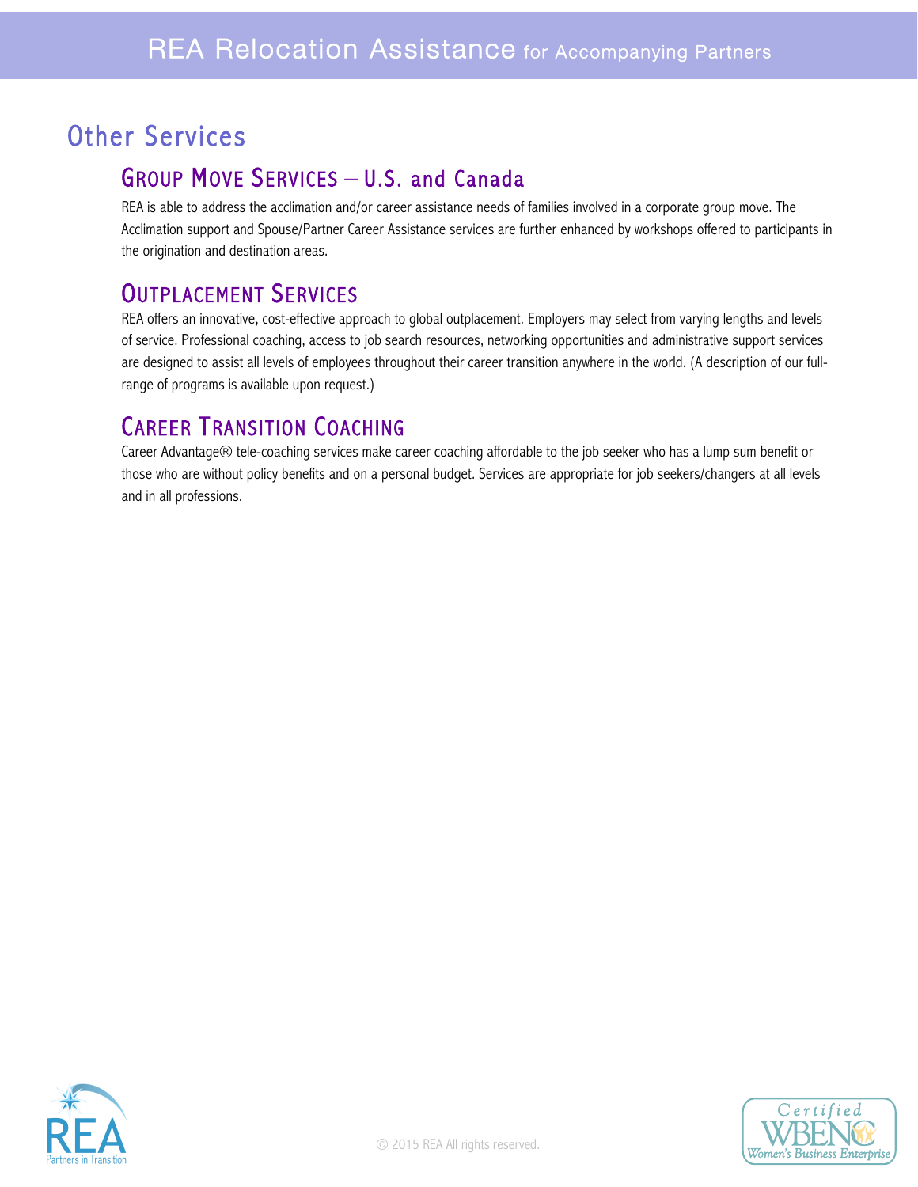# Other Services

## Group Move Services – U.S. and Canada

REA is able to address the acclimation and/or career assistance needs of families involved in a corporate group move. The Acclimation support and Spouse/Partner Career Assistance services are further enhanced by workshops offered to participants in the origination and destination areas.

## Outplacement Services

REA offers an innovative, cost-effective approach to global outplacement. Employers may select from varying lengths and levels of service. Professional coaching, access to job search resources, networking opportunities and administrative support services are designed to assist all levels of employees throughout their career transition anywhere in the world. (A description of our full-range of programs is available upon request.)

## Career Transition Coaching

Career Advantage® tele-coaching services make career coaching affordable to the job seeker who has a lump sum benefit or those who are without policy benefits and on a personal budget. Services are appropriate for job seekers/changers at all levels and in all professions.

© 2015 REA All rights reserved.